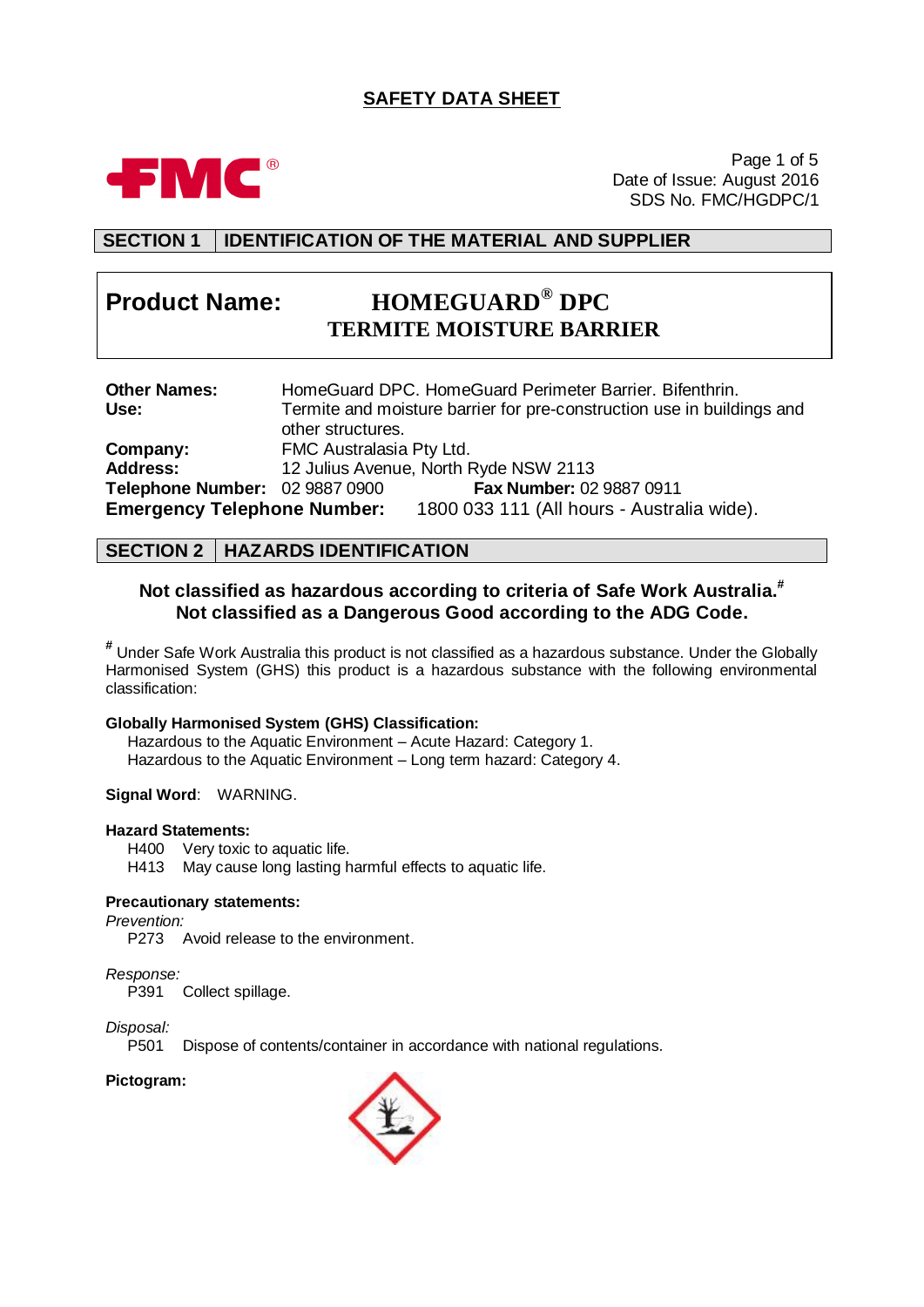# SAFETY DATA SHEET

Date of Issue: August 2016
SDS No. FMC/HGDPC/1

## SECTION 1 IDENTIFICATION OF THE MATERIAL AND SUPPLIER

**Product Name: HOMEGUARD® DPC TERMITE MOISTURE BARRIER**

**Other Names:** HomeGuard DPC. HomeGuard Perimeter Barrier. Bifenthrin.
**Use:** Termite and moisture barrier for pre-construction use in buildings and other structures.
**Company:** FMC Australasia Pty Ltd.
**Address:** 12 Julius Avenue, North Ryde NSW 2113
**Telephone Number:** 02 9887 0900 **Fax Number:** 02 9887 0911
**Emergency Telephone Number:** 1800 033 111 (All hours - Australia wide).

## SECTION 2 HAZARDS IDENTIFICATION

**Not classified as hazardous according to criteria of Safe Work Australia.#**
**Not classified as a Dangerous Good according to the ADG Code.**

# Under Safe Work Australia this product is not classified as a hazardous substance. Under the Globally Harmonised System (GHS) this product is a hazardous substance with the following environmental classification:

**Globally Harmonised System (GHS) Classification:**

Hazardous to the Aquatic Environment – Acute Hazard: Category 1.
Hazardous to the Aquatic Environment – Long term hazard: Category 4.

**Signal Word**: WARNING.

**Hazard Statements:**

H400 Very toxic to aquatic life.
H413 May cause long lasting harmful effects to aquatic life.

**Precautionary statements:**

*Prevention:*
P273 Avoid release to the environment.

*Response:*
P391 Collect spillage.

*Disposal:*
P501 Dispose of contents/container in accordance with national regulations.

**Pictogram:**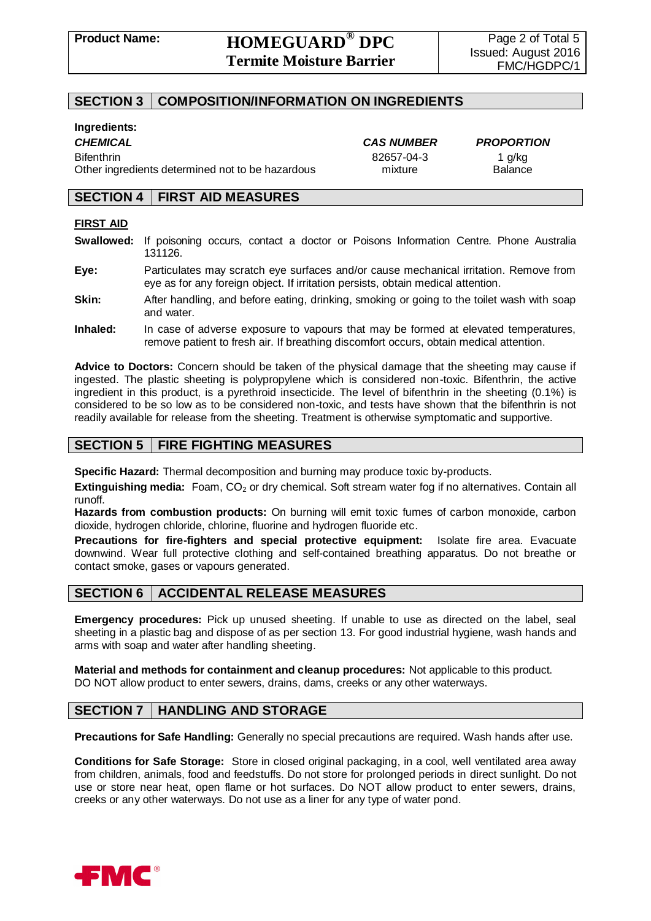## SECTION 3 COMPOSITION/INFORMATION ON INGREDIENTS

**Ingredients:**

| *CHEMICAL* | *CAS NUMBER* | *PROPORTION* |
|---|---|---|
| Bifenthrin | 82657-04-3 | 1 g/kg |
| Other ingredients determined not to be hazardous | mixture | Balance |

## SECTION 4 FIRST AID MEASURES

**FIRST AID**

**Swallowed:** If poisoning occurs, contact a doctor or Poisons Information Centre. Phone Australia 131126.

**Eye:** Particulates may scratch eye surfaces and/or cause mechanical irritation. Remove from eye as for any foreign object. If irritation persists, obtain medical attention.

**Skin:** After handling, and before eating, drinking, smoking or going to the toilet wash with soap and water.

**Inhaled:** In case of adverse exposure to vapours that may be formed at elevated temperatures, remove patient to fresh air. If breathing discomfort occurs, obtain medical attention.

**Advice to Doctors:** Concern should be taken of the physical damage that the sheeting may cause if ingested. The plastic sheeting is polypropylene which is considered non-toxic. Bifenthrin, the active ingredient in this product, is a pyrethroid insecticide. The level of bifenthrin in the sheeting (0.1%) is considered to be so low as to be considered non-toxic, and tests have shown that the bifenthrin is not readily available for release from the sheeting. Treatment is otherwise symptomatic and supportive.

## SECTION 5 FIRE FIGHTING MEASURES

**Specific Hazard:** Thermal decomposition and burning may produce toxic by-products.

**Extinguishing media:** Foam, $CO_2$ or dry chemical. Soft stream water fog if no alternatives. Contain all runoff.

**Hazards from combustion products:** On burning will emit toxic fumes of carbon monoxide, carbon dioxide, hydrogen chloride, chlorine, fluorine and hydrogen fluoride etc.

**Precautions for fire-fighters and special protective equipment:** Isolate fire area. Evacuate downwind. Wear full protective clothing and self-contained breathing apparatus. Do not breathe or contact smoke, gases or vapours generated.

## SECTION 6 ACCIDENTAL RELEASE MEASURES

**Emergency procedures:** Pick up unused sheeting. If unable to use as directed on the label, seal sheeting in a plastic bag and dispose of as per section 13. For good industrial hygiene, wash hands and arms with soap and water after handling sheeting.

**Material and methods for containment and cleanup procedures:** Not applicable to this product. DO NOT allow product to enter sewers, drains, dams, creeks or any other waterways.

## SECTION 7 HANDLING AND STORAGE

**Precautions for Safe Handling:** Generally no special precautions are required. Wash hands after use.

**Conditions for Safe Storage:** Store in closed original packaging, in a cool, well ventilated area away from children, animals, food and feedstuffs. Do not store for prolonged periods in direct sunlight. Do not use or store near heat, open flame or hot surfaces. Do NOT allow product to enter sewers, drains, creeks or any other waterways. Do not use as a liner for any type of water pond.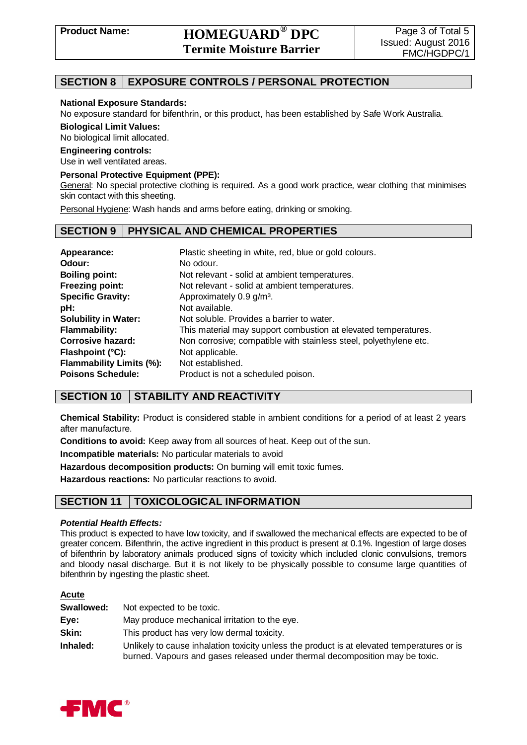## SECTION 8 | EXPOSURE CONTROLS / PERSONAL PROTECTION

**National Exposure Standards:**
No exposure standard for bifenthrin, or this product, has been established by Safe Work Australia.

**Biological Limit Values:**
No biological limit allocated.

**Engineering controls:**
Use in well ventilated areas.

**Personal Protective Equipment (PPE):**
General: No special protective clothing is required. As a good work practice, wear clothing that minimises skin contact with this sheeting.

Personal Hygiene: Wash hands and arms before eating, drinking or smoking.

## SECTION 9 | PHYSICAL AND CHEMICAL PROPERTIES

| | |
|---|---|
| **Appearance:** | Plastic sheeting in white, red, blue or gold colours. |
| **Odour:** | No odour. |
| **Boiling point:** | Not relevant - solid at ambient temperatures. |
| **Freezing point:** | Not relevant - solid at ambient temperatures. |
| **Specific Gravity:** | Approximately 0.9 g/m³. |
| **pH:** | Not available. |
| **Solubility in Water:** | Not soluble. Provides a barrier to water. |
| **Flammability:** | This material may support combustion at elevated temperatures. |
| **Corrosive hazard:** | Non corrosive; compatible with stainless steel, polyethylene etc. |
| **Flashpoint (°C):** | Not applicable. |
| **Flammability Limits (%):** | Not established. |
| **Poisons Schedule:** | Product is not a scheduled poison. |

## SECTION 10 | STABILITY AND REACTIVITY

**Chemical Stability:** Product is considered stable in ambient conditions for a period of at least 2 years after manufacture.

**Conditions to avoid:** Keep away from all sources of heat. Keep out of the sun.

**Incompatible materials:** No particular materials to avoid

**Hazardous decomposition products:** On burning will emit toxic fumes.

**Hazardous reactions:** No particular reactions to avoid.

## SECTION 11 | TOXICOLOGICAL INFORMATION

***Potential Health Effects:***

This product is expected to have low toxicity, and if swallowed the mechanical effects are expected to be of greater concern. Bifenthrin, the active ingredient in this product is present at 0.1%. Ingestion of large doses of bifenthrin by laboratory animals produced signs of toxicity which included clonic convulsions, tremors and bloody nasal discharge. But it is not likely to be physically possible to consume large quantities of bifenthrin by ingesting the plastic sheet.

**Acute**

| | |
|---|---|
| **Swallowed:** | Not expected to be toxic. |
| **Eye:** | May produce mechanical irritation to the eye. |
| **Skin:** | This product has very low dermal toxicity. |
| **Inhaled:** | Unlikely to cause inhalation toxicity unless the product is at elevated temperatures or is burned. Vapours and gases released under thermal decomposition may be toxic. |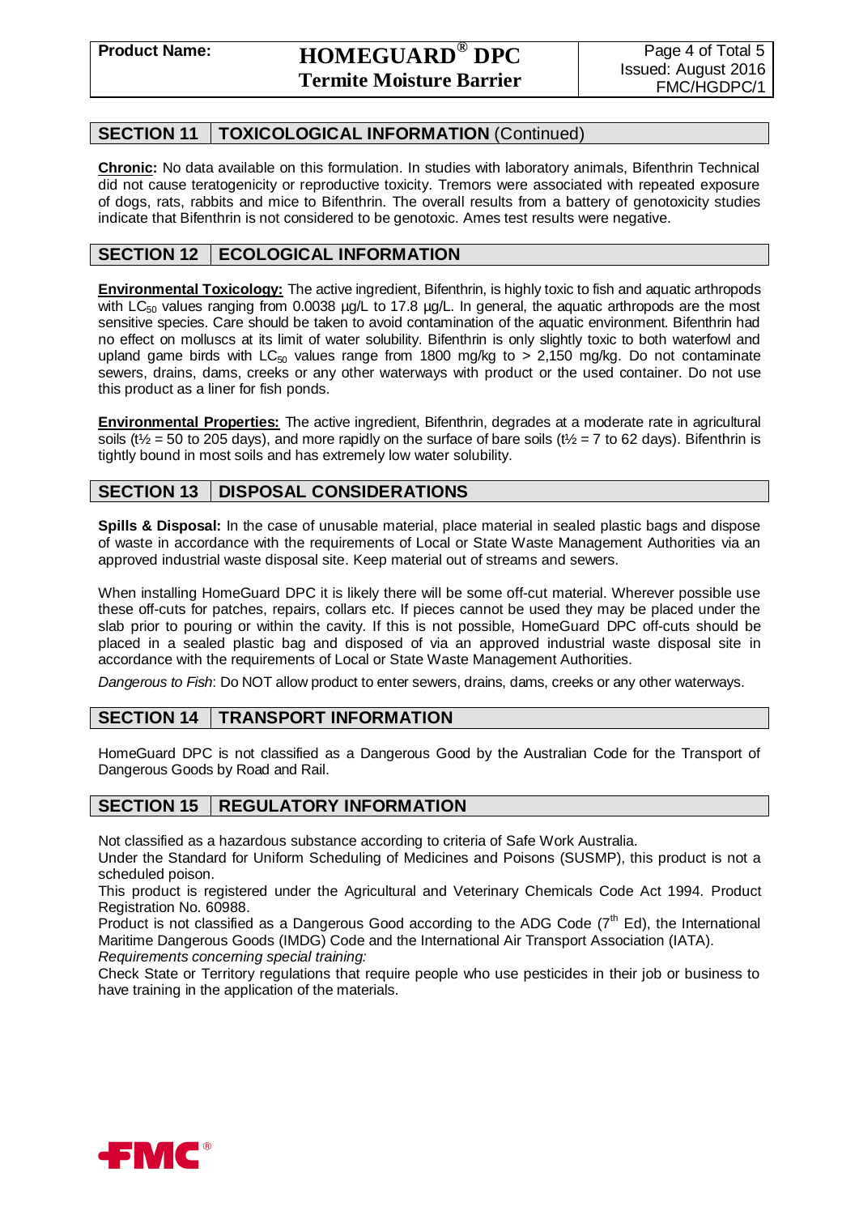## SECTION 11 TOXICOLOGICAL INFORMATION (Continued)

**Chronic:** No data available on this formulation. In studies with laboratory animals, Bifenthrin Technical did not cause teratogenicity or reproductive toxicity. Tremors were associated with repeated exposure of dogs, rats, rabbits and mice to Bifenthrin. The overall results from a battery of genotoxicity studies indicate that Bifenthrin is not considered to be genotoxic. Ames test results were negative.

## SECTION 12 ECOLOGICAL INFORMATION

**Environmental Toxicology:** The active ingredient, Bifenthrin, is highly toxic to fish and aquatic arthropods with $LC_{50}$ values ranging from 0.0038 µg/L to 17.8 µg/L. In general, the aquatic arthropods are the most sensitive species. Care should be taken to avoid contamination of the aquatic environment. Bifenthrin had no effect on molluscs at its limit of water solubility. Bifenthrin is only slightly toxic to both waterfowl and upland game birds with $LC_{50}$ values range from 1800 mg/kg to > 2,150 mg/kg. Do not contaminate sewers, drains, dams, creeks or any other waterways with product or the used container. Do not use this product as a liner for fish ponds.

**Environmental Properties:** The active ingredient, Bifenthrin, degrades at a moderate rate in agricultural soils ($t½$ = 50 to 205 days), and more rapidly on the surface of bare soils ($t½$ = 7 to 62 days). Bifenthrin is tightly bound in most soils and has extremely low water solubility.

## SECTION 13 DISPOSAL CONSIDERATIONS

**Spills & Disposal:** In the case of unusable material, place material in sealed plastic bags and dispose of waste in accordance with the requirements of Local or State Waste Management Authorities via an approved industrial waste disposal site. Keep material out of streams and sewers.

When installing HomeGuard DPC it is likely there will be some off-cut material. Wherever possible use these off-cuts for patches, repairs, collars etc. If pieces cannot be used they may be placed under the slab prior to pouring or within the cavity. If this is not possible, HomeGuard DPC off-cuts should be placed in a sealed plastic bag and disposed of via an approved industrial waste disposal site in accordance with the requirements of Local or State Waste Management Authorities.

*Dangerous to Fish*: Do NOT allow product to enter sewers, drains, dams, creeks or any other waterways.

## SECTION 14 TRANSPORT INFORMATION

HomeGuard DPC is not classified as a Dangerous Good by the Australian Code for the Transport of Dangerous Goods by Road and Rail.

## SECTION 15 REGULATORY INFORMATION

Not classified as a hazardous substance according to criteria of Safe Work Australia.

Under the Standard for Uniform Scheduling of Medicines and Poisons (SUSMP), this product is not a scheduled poison.

This product is registered under the Agricultural and Veterinary Chemicals Code Act 1994. Product Registration No. 60988.

Product is not classified as a Dangerous Good according to the ADG Code (7th Ed), the International Maritime Dangerous Goods (IMDG) Code and the International Air Transport Association (IATA).

*Requirements concerning special training:*

Check State or Territory regulations that require people who use pesticides in their job or business to have training in the application of the materials.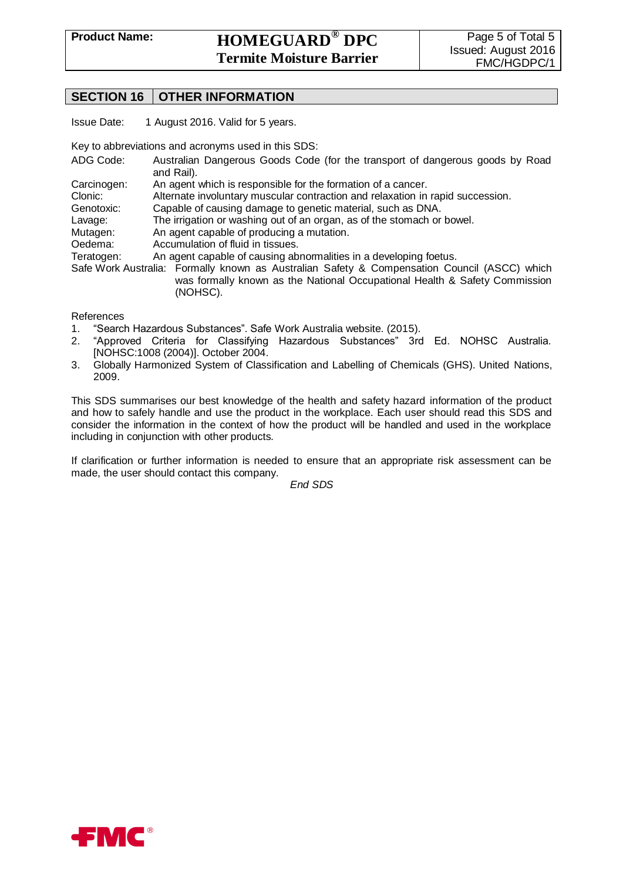## SECTION 16 OTHER INFORMATION

Issue Date: 1 August 2016. Valid for 5 years.

Key to abbreviations and acronyms used in this SDS:

| | |
|---|---|
| ADG Code: | Australian Dangerous Goods Code (for the transport of dangerous goods by Road and Rail). |
| Carcinogen: | An agent which is responsible for the formation of a cancer. |
| Clonic: | Alternate involuntary muscular contraction and relaxation in rapid succession. |
| Genotoxic: | Capable of causing damage to genetic material, such as DNA. |
| Lavage: | The irrigation or washing out of an organ, as of the stomach or bowel. |
| Mutagen: | An agent capable of producing a mutation. |
| Oedema: | Accumulation of fluid in tissues. |
| Teratogen: | An agent capable of causing abnormalities in a developing foetus. |
| Safe Work Australia: | Formally known as Australian Safety & Compensation Council (ASCC) which was formally known as the National Occupational Health & Safety Commission (NOHSC). |

References

1. "Search Hazardous Substances". Safe Work Australia website. (2015).
2. "Approved Criteria for Classifying Hazardous Substances" 3rd Ed. NOHSC Australia. [NOHSC:1008 (2004)]. October 2004.
3. Globally Harmonized System of Classification and Labelling of Chemicals (GHS). United Nations, 2009.

This SDS summarises our best knowledge of the health and safety hazard information of the product and how to safely handle and use the product in the workplace. Each user should read this SDS and consider the information in the context of how the product will be handled and used in the workplace including in conjunction with other products.

If clarification or further information is needed to ensure that an appropriate risk assessment can be made, the user should contact this company.

*End SDS*